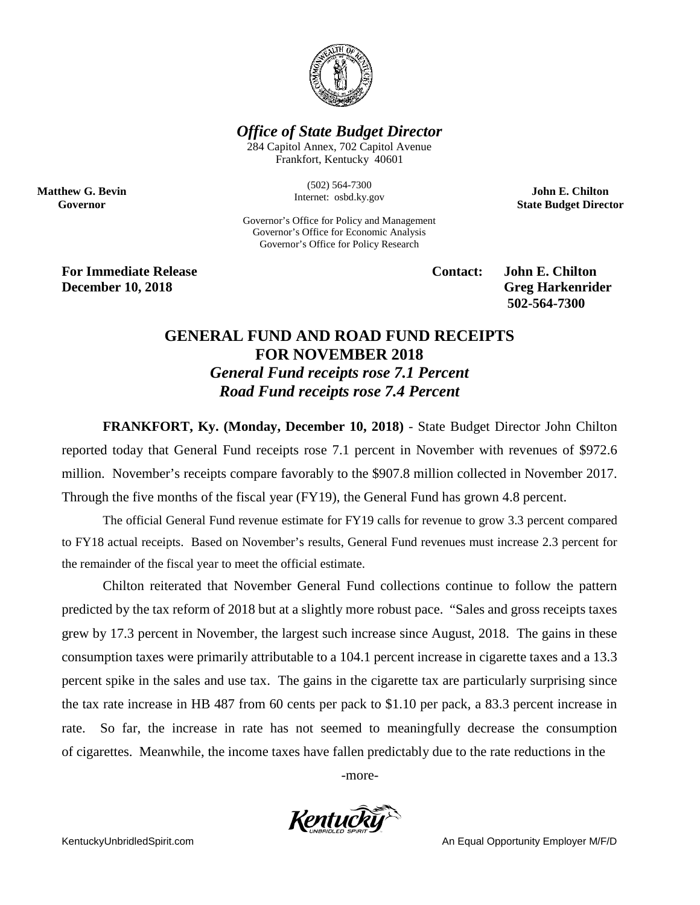*Office of State Budget Director*

284 Capitol Annex, 702 Capitol Avenue
Frankfort, Kentucky 40601

(502) 564-7300
Internet: osbd.ky.gov

Governor's Office for Policy and Management
Governor's Office for Economic Analysis
Governor's Office for Policy Research

**Matthew G. Bevin**
**Governor**

**John E. Chilton**
**State Budget Director**

**For Immediate Release**
**December 10, 2018**

**Contact: John E. Chilton**
**Greg Harkenrider**
**502-564-7300**

# GENERAL FUND AND ROAD FUND RECEIPTS FOR NOVEMBER 2018

## *General Fund receipts rose 7.1 Percent*

## *Road Fund receipts rose 7.4 Percent*

**FRANKFORT, Ky. (Monday, December 10, 2018)** - State Budget Director John Chilton reported today that General Fund receipts rose 7.1 percent in November with revenues of $972.6 million. November's receipts compare favorably to the $907.8 million collected in November 2017. Through the five months of the fiscal year (FY19), the General Fund has grown 4.8 percent.

The official General Fund revenue estimate for FY19 calls for revenue to grow 3.3 percent compared to FY18 actual receipts. Based on November's results, General Fund revenues must increase 2.3 percent for the remainder of the fiscal year to meet the official estimate.

Chilton reiterated that November General Fund collections continue to follow the pattern predicted by the tax reform of 2018 but at a slightly more robust pace. "Sales and gross receipts taxes grew by 17.3 percent in November, the largest such increase since August, 2018. The gains in these consumption taxes were primarily attributable to a 104.1 percent increase in cigarette taxes and a 13.3 percent spike in the sales and use tax. The gains in the cigarette tax are particularly surprising since the tax rate increase in HB 487 from 60 cents per pack to $1.10 per pack, a 83.3 percent increase in rate. So far, the increase in rate has not seemed to meaningfully decrease the consumption of cigarettes. Meanwhile, the income taxes have fallen predictably due to the rate reductions in the

-more-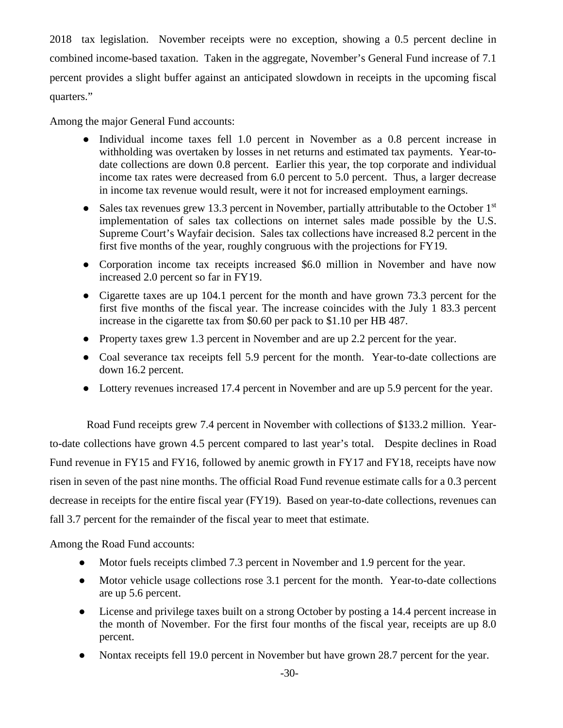2018 tax legislation. November receipts were no exception, showing a 0.5 percent decline in combined income-based taxation. Taken in the aggregate, November's General Fund increase of 7.1 percent provides a slight buffer against an anticipated slowdown in receipts in the upcoming fiscal quarters."

Among the major General Fund accounts:

- Individual income taxes fell 1.0 percent in November as a 0.8 percent increase in withholding was overtaken by losses in net returns and estimated tax payments. Year-to-date collections are down 0.8 percent. Earlier this year, the top corporate and individual income tax rates were decreased from 6.0 percent to 5.0 percent. Thus, a larger decrease in income tax revenue would result, were it not for increased employment earnings.
- Sales tax revenues grew 13.3 percent in November, partially attributable to the October 1st implementation of sales tax collections on internet sales made possible by the U.S. Supreme Court's Wayfair decision. Sales tax collections have increased 8.2 percent in the first five months of the year, roughly congruous with the projections for FY19.
- Corporation income tax receipts increased \$6.0 million in November and have now increased 2.0 percent so far in FY19.
- Cigarette taxes are up 104.1 percent for the month and have grown 73.3 percent for the first five months of the fiscal year. The increase coincides with the July 1 83.3 percent increase in the cigarette tax from \$0.60 per pack to \$1.10 per HB 487.
- Property taxes grew 1.3 percent in November and are up 2.2 percent for the year.
- Coal severance tax receipts fell 5.9 percent for the month. Year-to-date collections are down 16.2 percent.
- Lottery revenues increased 17.4 percent in November and are up 5.9 percent for the year.

Road Fund receipts grew 7.4 percent in November with collections of \$133.2 million. Year-to-date collections have grown 4.5 percent compared to last year's total. Despite declines in Road Fund revenue in FY15 and FY16, followed by anemic growth in FY17 and FY18, receipts have now risen in seven of the past nine months. The official Road Fund revenue estimate calls for a 0.3 percent decrease in receipts for the entire fiscal year (FY19). Based on year-to-date collections, revenues can fall 3.7 percent for the remainder of the fiscal year to meet that estimate.

Among the Road Fund accounts:

- Motor fuels receipts climbed 7.3 percent in November and 1.9 percent for the year.
- Motor vehicle usage collections rose 3.1 percent for the month. Year-to-date collections are up 5.6 percent.
- License and privilege taxes built on a strong October by posting a 14.4 percent increase in the month of November. For the first four months of the fiscal year, receipts are up 8.0 percent.
- Nontax receipts fell 19.0 percent in November but have grown 28.7 percent for the year.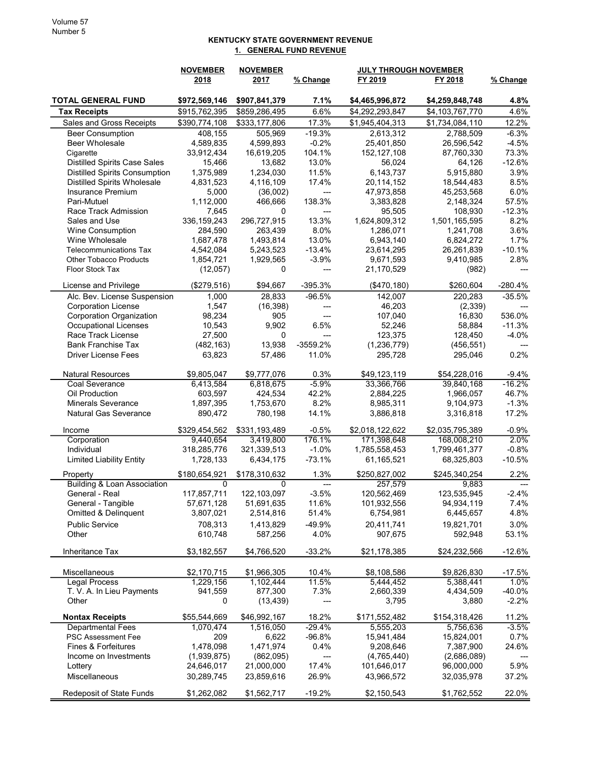**KENTUCKY STATE GOVERNMENT REVENUE**

**1. GENERAL FUND REVENUE**

| | NOVEMBER 2018 | NOVEMBER 2017 | % Change | JULY THROUGH NOVEMBER FY 2019 | FY 2018 | % Change |
|---|---|---|---|---|---|---|
| **TOTAL GENERAL FUND** | **$972,569,146** | **$907,841,379** | **7.1%** | **$4,465,996,872** | **$4,259,848,748** | **4.8%** |
| **Tax Receipts** | $915,762,395 | $859,286,495 | 6.6% | $4,292,293,847 | $4,103,767,770 | 4.6% |
| Sales and Gross Receipts | $390,774,108 | $333,177,806 | 17.3% | $1,945,404,313 | $1,734,084,110 | 12.2% |
| Beer Consumption | 408,155 | 505,969 | -19.3% | 2,613,312 | 2,788,509 | -6.3% |
| Beer Wholesale | 4,589,835 | 4,599,893 | -0.2% | 25,401,850 | 26,596,542 | -4.5% |
| Cigarette | 33,912,434 | 16,619,205 | 104.1% | 152,127,108 | 87,760,330 | 73.3% |
| Distilled Spirits Case Sales | 15,466 | 13,682 | 13.0% | 56,024 | 64,126 | -12.6% |
| Distilled Spirits Consumption | 1,375,989 | 1,234,030 | 11.5% | 6,143,737 | 5,915,880 | 3.9% |
| Distilled Spirits Wholesale | 4,831,523 | 4,116,109 | 17.4% | 20,114,152 | 18,544,483 | 8.5% |
| Insurance Premium | 5,000 | (36,002) | --- | 47,973,858 | 45,253,568 | 6.0% |
| Pari-Mutuel | 1,112,000 | 466,666 | 138.3% | 3,383,828 | 2,148,324 | 57.5% |
| Race Track Admission | 7,645 | 0 | --- | 95,505 | 108,930 | -12.3% |
| Sales and Use | 336,159,243 | 296,727,915 | 13.3% | 1,624,809,312 | 1,501,165,595 | 8.2% |
| Wine Consumption | 284,590 | 263,439 | 8.0% | 1,286,071 | 1,241,708 | 3.6% |
| Wine Wholesale | 1,687,478 | 1,493,814 | 13.0% | 6,943,140 | 6,824,272 | 1.7% |
| Telecommunications Tax | 4,542,084 | 5,243,523 | -13.4% | 23,614,295 | 26,261,839 | -10.1% |
| Other Tobacco Products | 1,854,721 | 1,929,565 | -3.9% | 9,671,593 | 9,410,985 | 2.8% |
| Floor Stock Tax | (12,057) | 0 | --- | 21,170,529 | (982) | --- |
| License and Privilege | ($279,516) | $94,667 | -395.3% | ($470,180) | $260,604 | -280.4% |
| Alc. Bev. License Suspension | 1,000 | 28,833 | -96.5% | 142,007 | 220,283 | -35.5% |
| Corporation License | 1,547 | (16,398) | --- | 46,203 | (2,339) | --- |
| Corporation Organization | 98,234 | 905 | --- | 107,040 | 16,830 | 536.0% |
| Occupational Licenses | 10,543 | 9,902 | 6.5% | 52,246 | 58,884 | -11.3% |
| Race Track License | 27,500 | 0 | --- | 123,375 | 128,450 | -4.0% |
| Bank Franchise Tax | (482,163) | 13,938 | -3559.2% | (1,236,779) | (456,551) | --- |
| Driver License Fees | 63,823 | 57,486 | 11.0% | 295,728 | 295,046 | 0.2% |
| Natural Resources | $9,805,047 | $9,777,076 | 0.3% | $49,123,119 | $54,228,016 | -9.4% |
| Coal Severance | 6,413,584 | 6,818,675 | -5.9% | 33,366,766 | 39,840,168 | -16.2% |
| Oil Production | 603,597 | 424,534 | 42.2% | 2,884,225 | 1,966,057 | 46.7% |
| Minerals Severance | 1,897,395 | 1,753,670 | 8.2% | 8,985,311 | 9,104,973 | -1.3% |
| Natural Gas Severance | 890,472 | 780,198 | 14.1% | 3,886,818 | 3,316,818 | 17.2% |
| Income | $329,454,562 | $331,193,489 | -0.5% | $2,018,122,622 | $2,035,795,389 | -0.9% |
| Corporation | 9,440,654 | 3,419,800 | 176.1% | 171,398,648 | 168,008,210 | 2.0% |
| Individual | 318,285,776 | 321,339,513 | -1.0% | 1,785,558,453 | 1,799,461,377 | -0.8% |
| Limited Liability Entity | 1,728,133 | 6,434,175 | -73.1% | 61,165,521 | 68,325,803 | -10.5% |
| Property | $180,654,921 | $178,310,632 | 1.3% | $250,827,002 | $245,340,254 | 2.2% |
| Building & Loan Association | 0 | 0 | --- | 257,579 | 9,883 | --- |
| General - Real | 117,857,711 | 122,103,097 | -3.5% | 120,562,469 | 123,535,945 | -2.4% |
| General - Tangible | 57,671,128 | 51,691,635 | 11.6% | 101,932,556 | 94,934,119 | 7.4% |
| Omitted & Delinquent | 3,807,021 | 2,514,816 | 51.4% | 6,754,981 | 6,445,657 | 4.8% |
| Public Service | 708,313 | 1,413,829 | -49.9% | 20,411,741 | 19,821,701 | 3.0% |
| Other | 610,748 | 587,256 | 4.0% | 907,675 | 592,948 | 53.1% |
| Inheritance Tax | $3,182,557 | $4,766,520 | -33.2% | $21,178,385 | $24,232,566 | -12.6% |
| Miscellaneous | $2,170,715 | $1,966,305 | 10.4% | $8,108,586 | $9,826,830 | -17.5% |
| Legal Process | 1,229,156 | 1,102,444 | 11.5% | 5,444,452 | 5,388,441 | 1.0% |
| T. V. A. In Lieu Payments | 941,559 | 877,300 | 7.3% | 2,660,339 | 4,434,509 | -40.0% |
| Other | 0 | (13,439) | --- | 3,795 | 3,880 | -2.2% |
| **Nontax Receipts** | $55,544,669 | $46,992,167 | 18.2% | $171,552,482 | $154,318,426 | 11.2% |
| Departmental Fees | 1,070,474 | 1,516,050 | -29.4% | 5,555,203 | 5,756,636 | -3.5% |
| PSC Assessment Fee | 209 | 6,622 | -96.8% | 15,941,484 | 15,824,001 | 0.7% |
| Fines & Forfeitures | 1,478,098 | 1,471,974 | 0.4% | 9,208,646 | 7,387,900 | 24.6% |
| Income on Investments | (1,939,875) | (862,095) | --- | (4,765,440) | (2,686,089) | --- |
| Lottery | 24,646,017 | 21,000,000 | 17.4% | 101,646,017 | 96,000,000 | 5.9% |
| Miscellaneous | 30,289,745 | 23,859,616 | 26.9% | 43,966,572 | 32,035,978 | 37.2% |
| Redeposit of State Funds | $1,262,082 | $1,562,717 | -19.2% | $2,150,543 | $1,762,552 | 22.0% |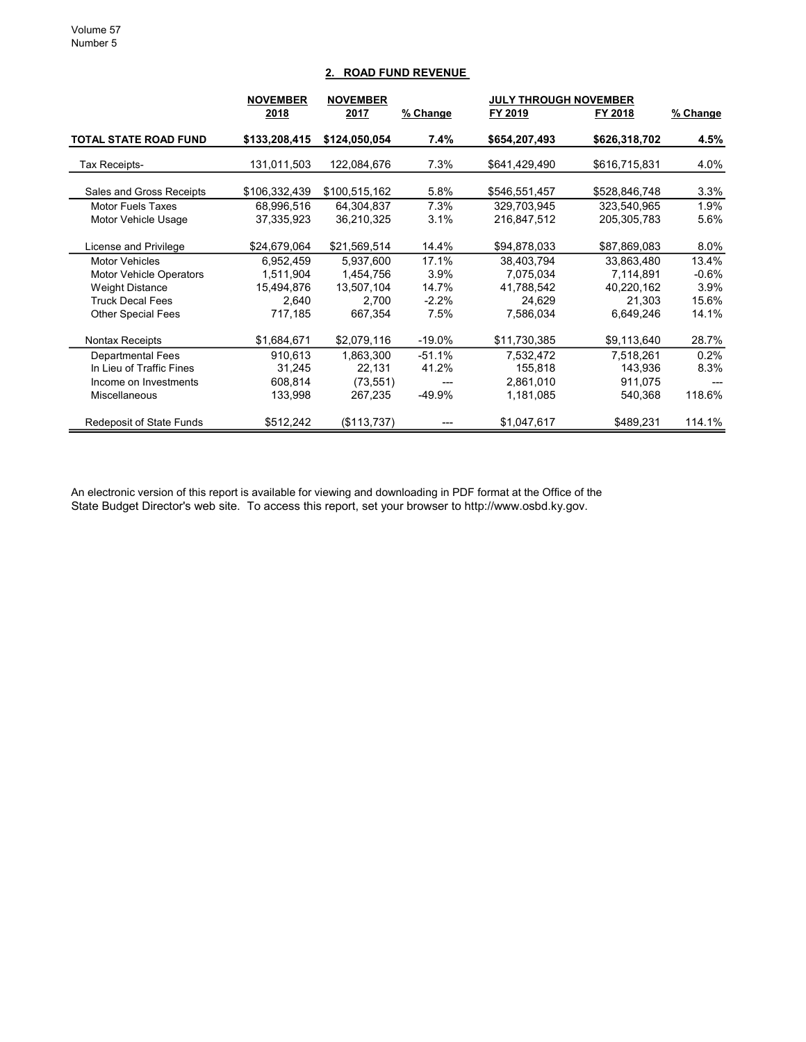## 2. ROAD FUND REVENUE

| | NOVEMBER 2018 | NOVEMBER 2017 | % Change | JULY THROUGH NOVEMBER FY 2019 | FY 2018 | % Change |
|---|---|---|---|---|---|---|
| **TOTAL STATE ROAD FUND** | **$133,208,415** | **$124,050,054** | **7.4%** | **$654,207,493** | **$626,318,702** | **4.5%** |
| Tax Receipts- | 131,011,503 | 122,084,676 | 7.3% | $641,429,490 | $616,715,831 | 4.0% |
| Sales and Gross Receipts | $106,332,439 | $100,515,162 | 5.8% | $546,551,457 | $528,846,748 | 3.3% |
| Motor Fuels Taxes | 68,996,516 | 64,304,837 | 7.3% | 329,703,945 | 323,540,965 | 1.9% |
| Motor Vehicle Usage | 37,335,923 | 36,210,325 | 3.1% | 216,847,512 | 205,305,783 | 5.6% |
| License and Privilege | $24,679,064 | $21,569,514 | 14.4% | $94,878,033 | $87,869,083 | 8.0% |
| Motor Vehicles | 6,952,459 | 5,937,600 | 17.1% | 38,403,794 | 33,863,480 | 13.4% |
| Motor Vehicle Operators | 1,511,904 | 1,454,756 | 3.9% | 7,075,034 | 7,114,891 | -0.6% |
| Weight Distance | 15,494,876 | 13,507,104 | 14.7% | 41,788,542 | 40,220,162 | 3.9% |
| Truck Decal Fees | 2,640 | 2,700 | -2.2% | 24,629 | 21,303 | 15.6% |
| Other Special Fees | 717,185 | 667,354 | 7.5% | 7,586,034 | 6,649,246 | 14.1% |
| Nontax Receipts | $1,684,671 | $2,079,116 | -19.0% | $11,730,385 | $9,113,640 | 28.7% |
| Departmental Fees | 910,613 | 1,863,300 | -51.1% | 7,532,472 | 7,518,261 | 0.2% |
| In Lieu of Traffic Fines | 31,245 | 22,131 | 41.2% | 155,818 | 143,936 | 8.3% |
| Income on Investments | 608,814 | (73,551) | --- | 2,861,010 | 911,075 | --- |
| Miscellaneous | 133,998 | 267,235 | -49.9% | 1,181,085 | 540,368 | 118.6% |
| Redeposit of State Funds | $512,242 | ($113,737) | --- | $1,047,617 | $489,231 | 114.1% |

An electronic version of this report is available for viewing and downloading in PDF format at the Office of the State Budget Director's web site. To access this report, set your browser to http://www.osbd.ky.gov.